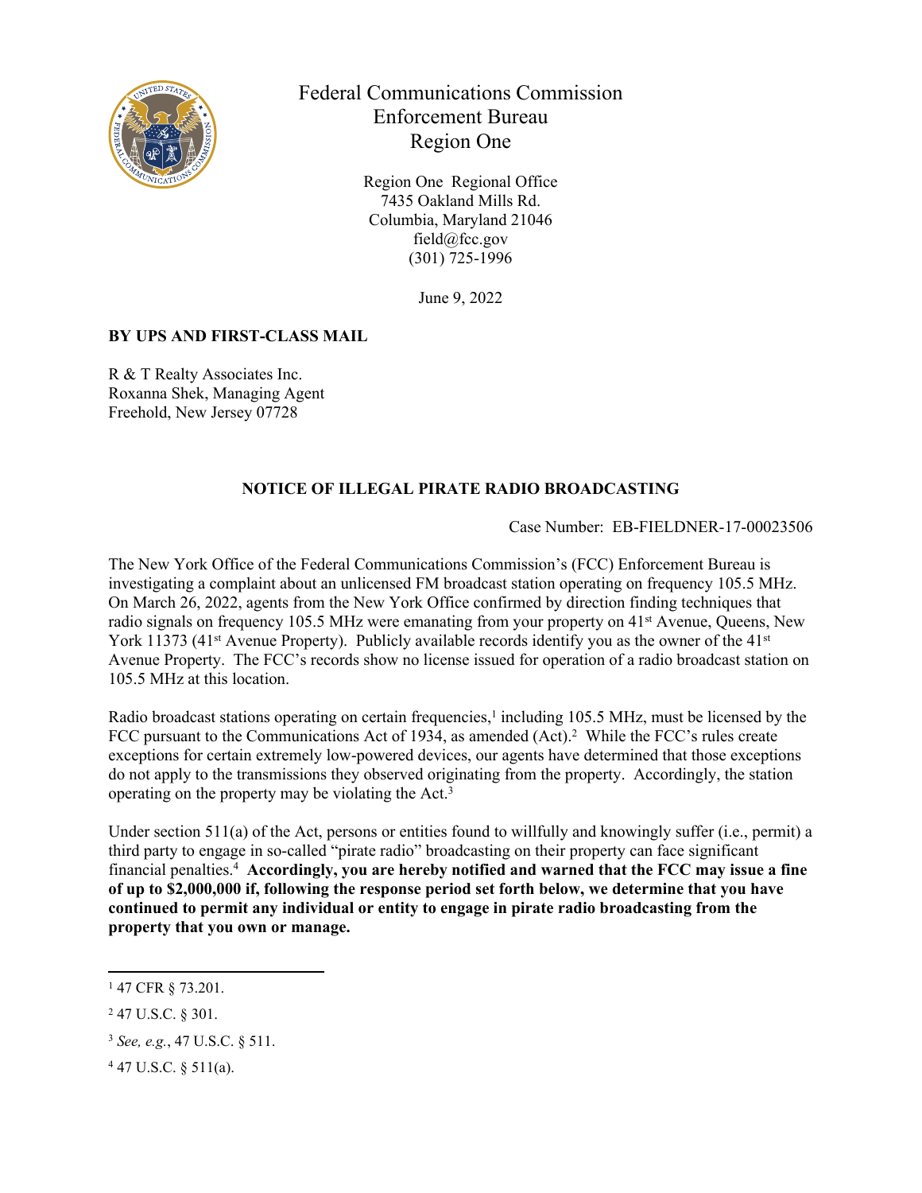Federal Communications Commission
Enforcement Bureau
Region One

Region One Regional Office
7435 Oakland Mills Rd.
Columbia, Maryland 21046
field@fcc.gov
(301) 725-1996

June 9, 2022

**BY UPS AND FIRST-CLASS MAIL**

R & T Realty Associates Inc.
Roxanna Shek, Managing Agent
Freehold, New Jersey 07728

**NOTICE OF ILLEGAL PIRATE RADIO BROADCASTING**

Case Number: EB-FIELDNER-17-00023506

The New York Office of the Federal Communications Commission's (FCC) Enforcement Bureau is investigating a complaint about an unlicensed FM broadcast station operating on frequency 105.5 MHz. On March 26, 2022, agents from the New York Office confirmed by direction finding techniques that radio signals on frequency 105.5 MHz were emanating from your property on 41st Avenue, Queens, New York 11373 (41st Avenue Property). Publicly available records identify you as the owner of the 41st Avenue Property. The FCC's records show no license issued for operation of a radio broadcast station on 105.5 MHz at this location.

Radio broadcast stations operating on certain frequencies,[1] including 105.5 MHz, must be licensed by the FCC pursuant to the Communications Act of 1934, as amended (Act).[2] While the FCC's rules create exceptions for certain extremely low-powered devices, our agents have determined that those exceptions do not apply to the transmissions they observed originating from the property. Accordingly, the station operating on the property may be violating the Act.[3]

Under section 511(a) of the Act, persons or entities found to willfully and knowingly suffer (i.e., permit) a third party to engage in so-called "pirate radio" broadcasting on their property can face significant financial penalties.[4] **Accordingly, you are hereby notified and warned that the FCC may issue a fine of up to $2,000,000 if, following the response period set forth below, we determine that you have continued to permit any individual or entity to engage in pirate radio broadcasting from the property that you own or manage.**

---

[1] 47 CFR § 73.201.

[2] 47 U.S.C. § 301.

[3] *See, e.g.*, 47 U.S.C. § 511.

[4] 47 U.S.C. § 511(a).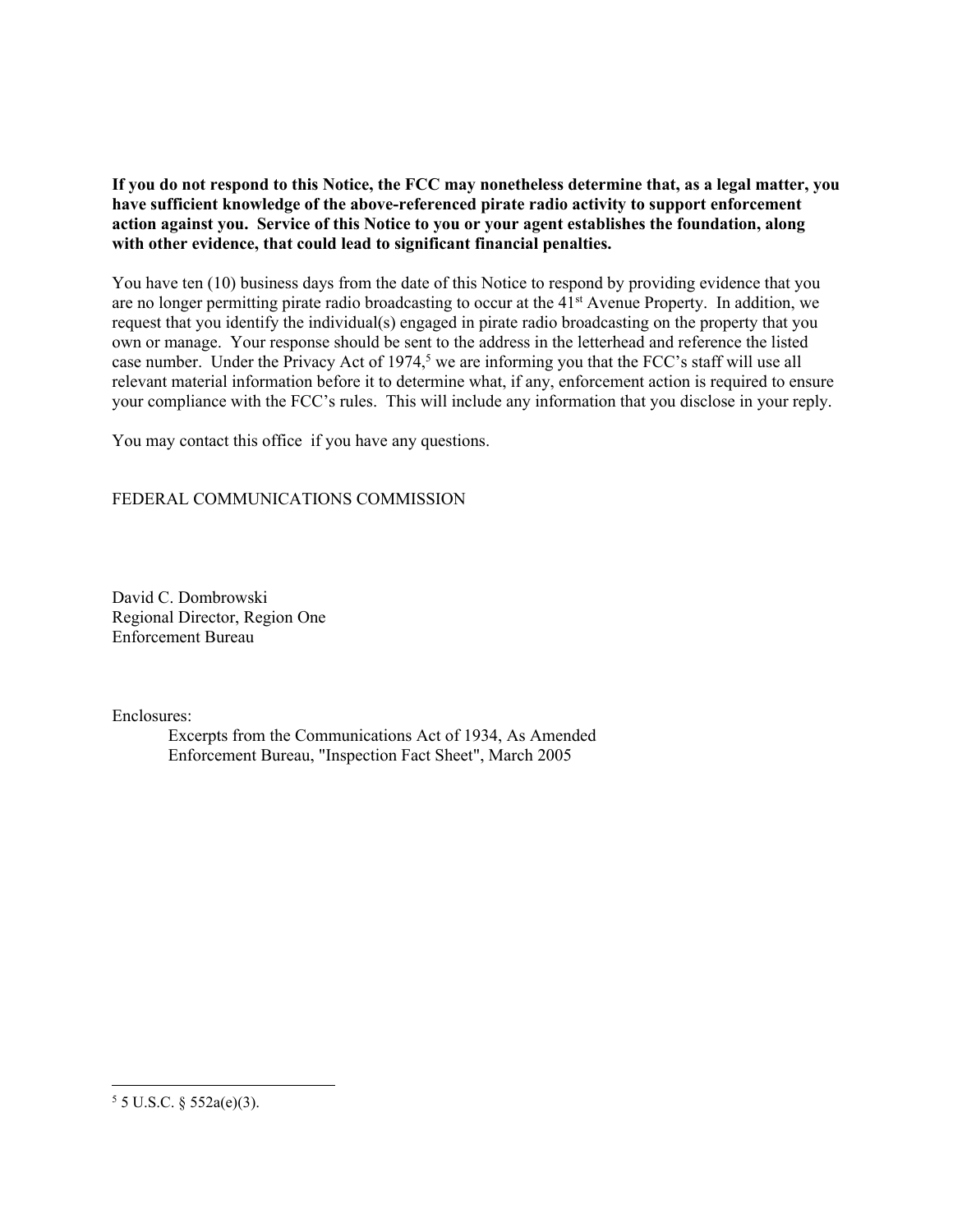**If you do not respond to this Notice, the FCC may nonetheless determine that, as a legal matter, you have sufficient knowledge of the above-referenced pirate radio activity to support enforcement action against you. Service of this Notice to you or your agent establishes the foundation, along with other evidence, that could lead to significant financial penalties.**

You have ten (10) business days from the date of this Notice to respond by providing evidence that you are no longer permitting pirate radio broadcasting to occur at the 41st Avenue Property. In addition, we request that you identify the individual(s) engaged in pirate radio broadcasting on the property that you own or manage. Your response should be sent to the address in the letterhead and reference the listed case number. Under the Privacy Act of 1974,[5] we are informing you that the FCC's staff will use all relevant material information before it to determine what, if any, enforcement action is required to ensure your compliance with the FCC's rules. This will include any information that you disclose in your reply.

You may contact this office if you have any questions.

FEDERAL COMMUNICATIONS COMMISSION

David C. Dombrowski
Regional Director, Region One
Enforcement Bureau

Enclosures:
Excerpts from the Communications Act of 1934, As Amended
Enforcement Bureau, "Inspection Fact Sheet", March 2005

[5] 5 U.S.C. § 552a(e)(3).